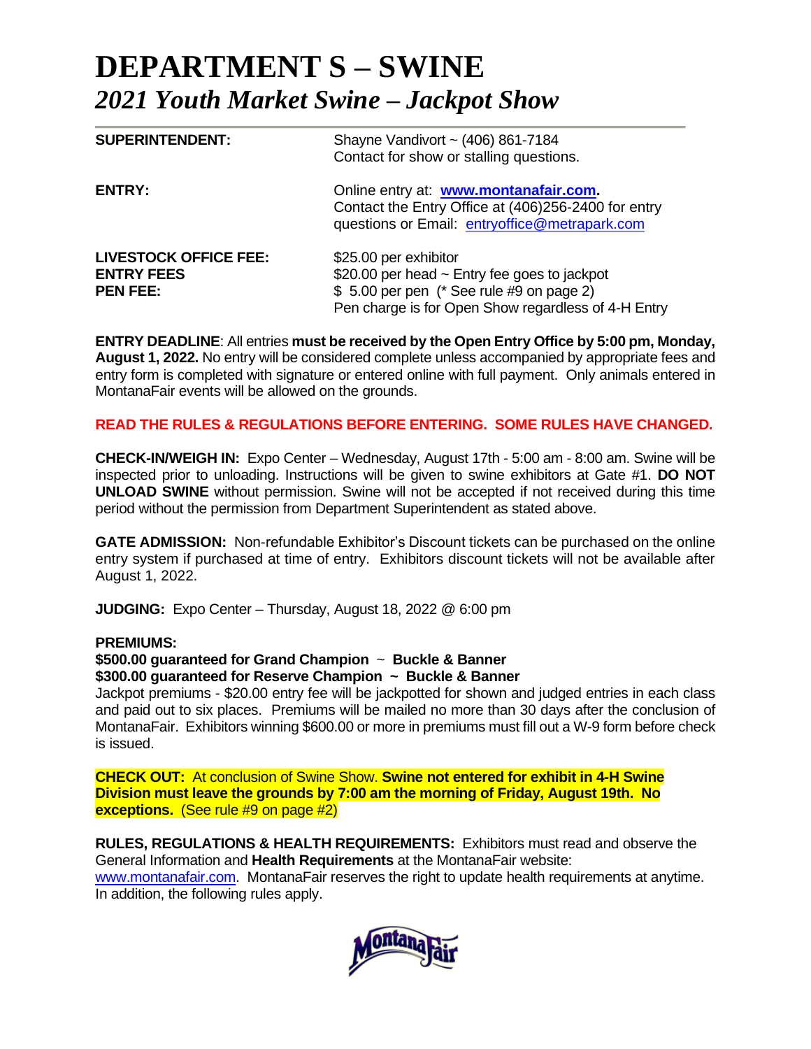# DEPARTMENT S – SWINE

## *2021 Youth Market Swine – Jackpot Show*

**SUPERINTENDENT:** Shayne Vandivort ~ (406) 861-7184
Contact for show or stalling questions.

**ENTRY:** Online entry at: **www.montanafair.com.**
Contact the Entry Office at (406)256-2400 for entry questions or Email: entryoffice@metrapark.com

**LIVESTOCK OFFICE FEE:** $25.00 per exhibitor
**ENTRY FEES** $20.00 per head ~ Entry fee goes to jackpot
**PEN FEE:** $ 5.00 per pen (* See rule #9 on page 2)
Pen charge is for Open Show regardless of 4-H Entry

**ENTRY DEADLINE**: All entries **must be received by the Open Entry Office by 5:00 pm, Monday, August 1, 2022.** No entry will be considered complete unless accompanied by appropriate fees and entry form is completed with signature or entered online with full payment. Only animals entered in MontanaFair events will be allowed on the grounds.

**READ THE RULES & REGULATIONS BEFORE ENTERING. SOME RULES HAVE CHANGED.**

**CHECK-IN/WEIGH IN:** Expo Center – Wednesday, August 17th - 5:00 am - 8:00 am. Swine will be inspected prior to unloading. Instructions will be given to swine exhibitors at Gate #1. **DO NOT UNLOAD SWINE** without permission. Swine will not be accepted if not received during this time period without the permission from Department Superintendent as stated above.

**GATE ADMISSION:** Non-refundable Exhibitor's Discount tickets can be purchased on the online entry system if purchased at time of entry. Exhibitors discount tickets will not be available after August 1, 2022.

**JUDGING:** Expo Center – Thursday, August 18, 2022 @ 6:00 pm

**PREMIUMS:**
**$500.00 guaranteed for Grand Champion ~ Buckle & Banner**
**$300.00 guaranteed for Reserve Champion ~ Buckle & Banner**
Jackpot premiums - $20.00 entry fee will be jackpotted for shown and judged entries in each class and paid out to six places. Premiums will be mailed no more than 30 days after the conclusion of MontanaFair. Exhibitors winning $600.00 or more in premiums must fill out a W-9 form before check is issued.

**CHECK OUT:** At conclusion of Swine Show. **Swine not entered for exhibit in 4-H Swine Division must leave the grounds by 7:00 am the morning of Friday, August 19th. No exceptions.** (See rule #9 on page #2)

**RULES, REGULATIONS & HEALTH REQUIREMENTS:** Exhibitors must read and observe the General Information and **Health Requirements** at the MontanaFair website: www.montanafair.com. MontanaFair reserves the right to update health requirements at anytime. In addition, the following rules apply.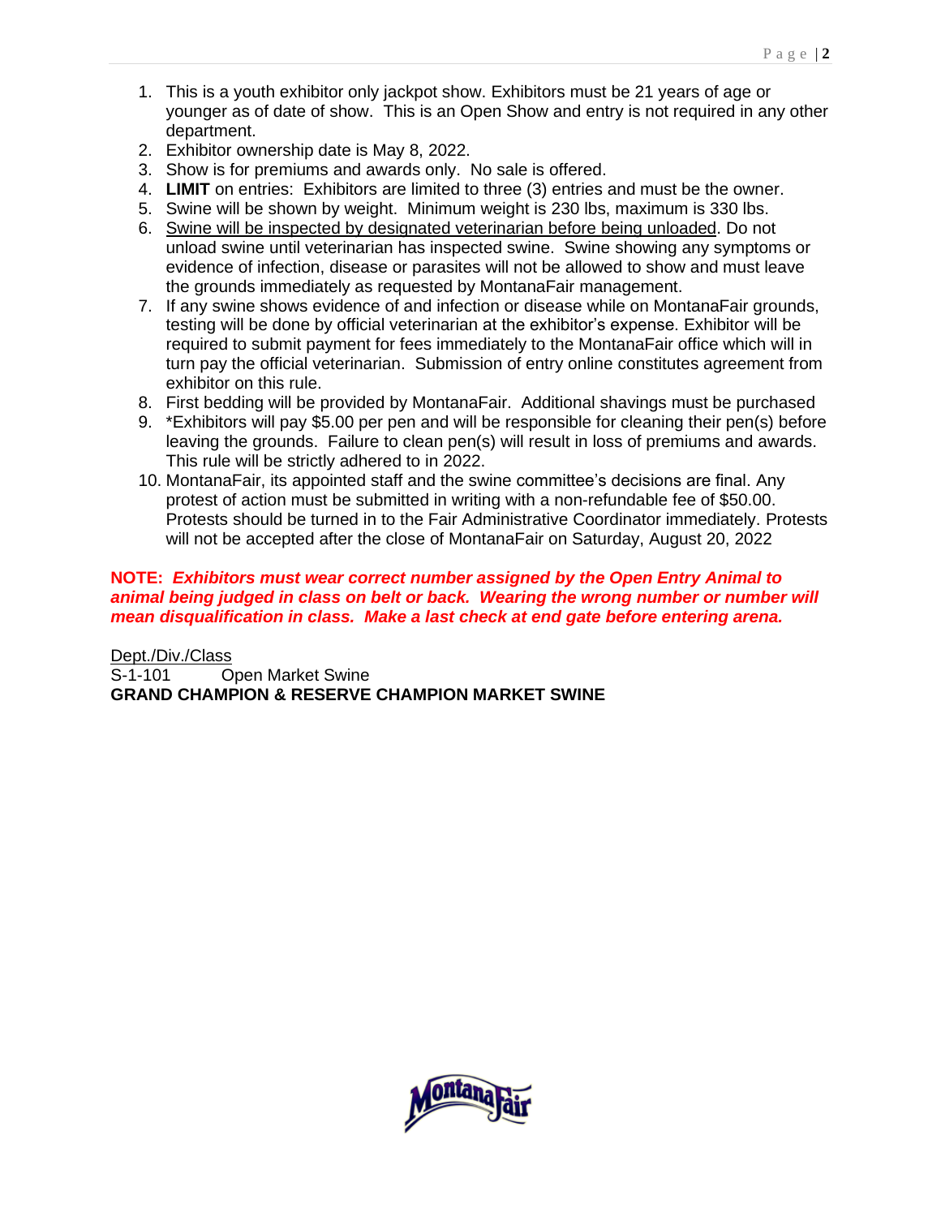1. This is a youth exhibitor only jackpot show. Exhibitors must be 21 years of age or younger as of date of show. This is an Open Show and entry is not required in any other department.
2. Exhibitor ownership date is May 8, 2022.
3. Show is for premiums and awards only. No sale is offered.
4. **LIMIT** on entries: Exhibitors are limited to three (3) entries and must be the owner.
5. Swine will be shown by weight. Minimum weight is 230 lbs, maximum is 330 lbs.
6. <u>Swine will be inspected by designated veterinarian before being unloaded</u>. Do not unload swine until veterinarian has inspected swine. Swine showing any symptoms or evidence of infection, disease or parasites will not be allowed to show and must leave the grounds immediately as requested by MontanaFair management.
7. If any swine shows evidence of and infection or disease while on MontanaFair grounds, testing will be done by official veterinarian at the exhibitor's expense. Exhibitor will be required to submit payment for fees immediately to the MontanaFair office which will in turn pay the official veterinarian. Submission of entry online constitutes agreement from exhibitor on this rule.
8. First bedding will be provided by MontanaFair. Additional shavings must be purchased
9. *Exhibitors will pay $5.00 per pen and will be responsible for cleaning their pen(s) before leaving the grounds. Failure to clean pen(s) will result in loss of premiums and awards. This rule will be strictly adhered to in 2022.
10. MontanaFair, its appointed staff and the swine committee's decisions are final. Any protest of action must be submitted in writing with a non-refundable fee of $50.00. Protests should be turned in to the Fair Administrative Coordinator immediately. Protests will not be accepted after the close of MontanaFair on Saturday, August 20, 2022

**NOTE:** ***Exhibitors must wear correct number assigned by the Open Entry Animal to animal being judged in class on belt or back. Wearing the wrong number or number will mean disqualification in class. Make a last check at end gate before entering arena.***

<u>Dept./Div./Class</u>
S-1-101 Open Market Swine
**GRAND CHAMPION & RESERVE CHAMPION MARKET SWINE**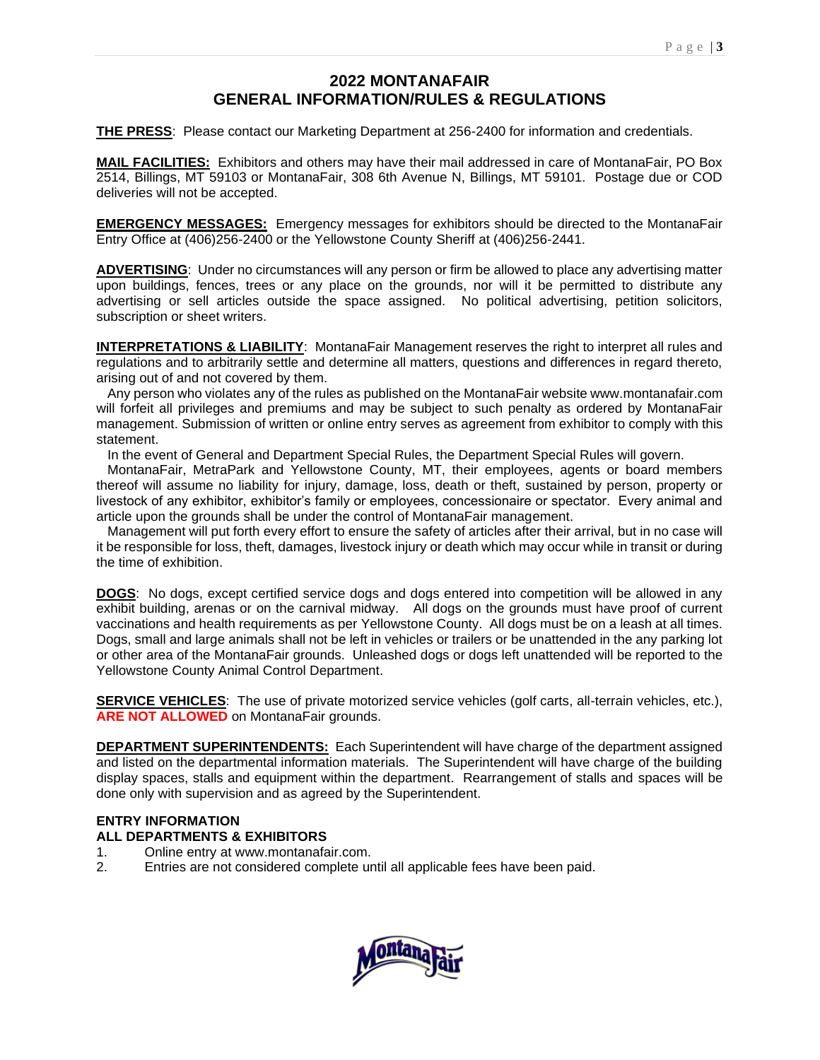# 2022 MONTANAFAIR
## GENERAL INFORMATION/RULES & REGULATIONS

**THE PRESS**: Please contact our Marketing Department at 256-2400 for information and credentials.

**MAIL FACILITIES:** Exhibitors and others may have their mail addressed in care of MontanaFair, PO Box 2514, Billings, MT 59103 or MontanaFair, 308 6th Avenue N, Billings, MT 59101. Postage due or COD deliveries will not be accepted.

**EMERGENCY MESSAGES:** Emergency messages for exhibitors should be directed to the MontanaFair Entry Office at (406)256-2400 or the Yellowstone County Sheriff at (406)256-2441.

**ADVERTISING**: Under no circumstances will any person or firm be allowed to place any advertising matter upon buildings, fences, trees or any place on the grounds, nor will it be permitted to distribute any advertising or sell articles outside the space assigned. No political advertising, petition solicitors, subscription or sheet writers.

**INTERPRETATIONS & LIABILITY**: MontanaFair Management reserves the right to interpret all rules and regulations and to arbitrarily settle and determine all matters, questions and differences in regard thereto, arising out of and not covered by them.

Any person who violates any of the rules as published on the MontanaFair website www.montanafair.com will forfeit all privileges and premiums and may be subject to such penalty as ordered by MontanaFair management. Submission of written or online entry serves as agreement from exhibitor to comply with this statement.

In the event of General and Department Special Rules, the Department Special Rules will govern.

MontanaFair, MetraPark and Yellowstone County, MT, their employees, agents or board members thereof will assume no liability for injury, damage, loss, death or theft, sustained by person, property or livestock of any exhibitor, exhibitor's family or employees, concessionaire or spectator. Every animal and article upon the grounds shall be under the control of MontanaFair management.

Management will put forth every effort to ensure the safety of articles after their arrival, but in no case will it be responsible for loss, theft, damages, livestock injury or death which may occur while in transit or during the time of exhibition.

**DOGS**: No dogs, except certified service dogs and dogs entered into competition will be allowed in any exhibit building, arenas or on the carnival midway. All dogs on the grounds must have proof of current vaccinations and health requirements as per Yellowstone County. All dogs must be on a leash at all times. Dogs, small and large animals shall not be left in vehicles or trailers or be unattended in the any parking lot or other area of the MontanaFair grounds. Unleashed dogs or dogs left unattended will be reported to the Yellowstone County Animal Control Department.

**SERVICE VEHICLES**: The use of private motorized service vehicles (golf carts, all-terrain vehicles, etc.), **ARE NOT ALLOWED** on MontanaFair grounds.

**DEPARTMENT SUPERINTENDENTS:** Each Superintendent will have charge of the department assigned and listed on the departmental information materials. The Superintendent will have charge of the building display spaces, stalls and equipment within the department. Rearrangement of stalls and spaces will be done only with supervision and as agreed by the Superintendent.

**ENTRY INFORMATION**
**ALL DEPARTMENTS & EXHIBITORS**

1. Online entry at www.montanafair.com.
2. Entries are not considered complete until all applicable fees have been paid.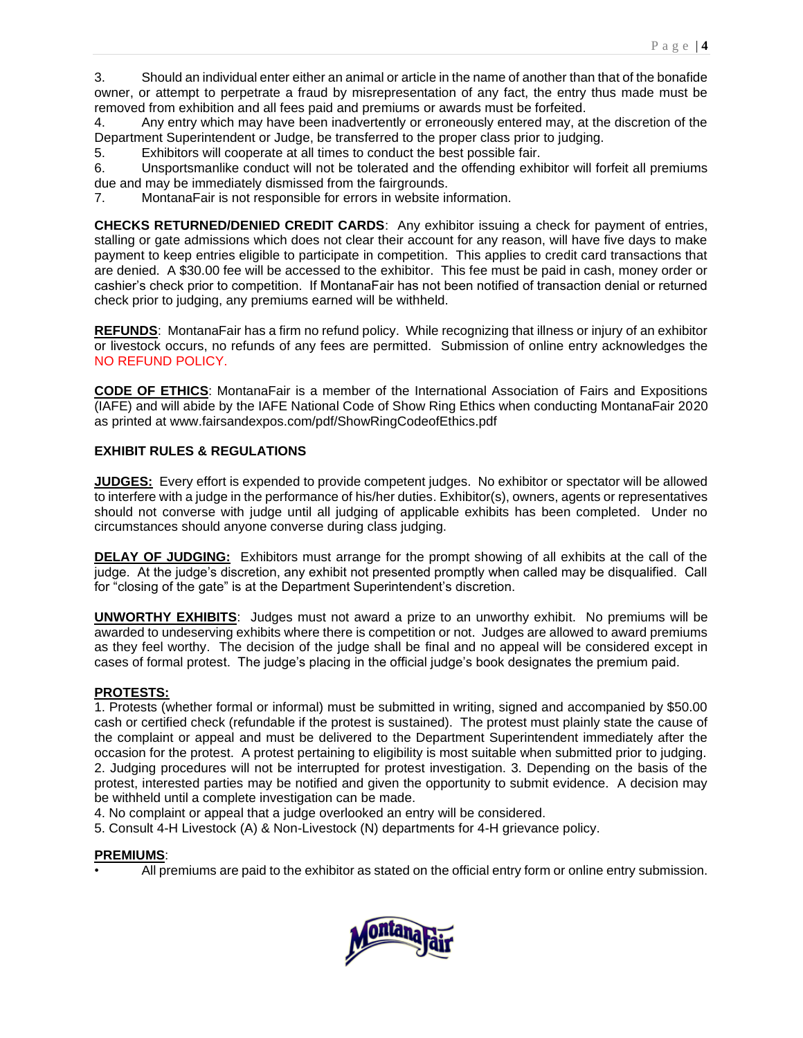3. Should an individual enter either an animal or article in the name of another than that of the bonafide owner, or attempt to perpetrate a fraud by misrepresentation of any fact, the entry thus made must be removed from exhibition and all fees paid and premiums or awards must be forfeited.

4. Any entry which may have been inadvertently or erroneously entered may, at the discretion of the Department Superintendent or Judge, be transferred to the proper class prior to judging.

5. Exhibitors will cooperate at all times to conduct the best possible fair.

6. Unsportsmanlike conduct will not be tolerated and the offending exhibitor will forfeit all premiums due and may be immediately dismissed from the fairgrounds.

7. MontanaFair is not responsible for errors in website information.

**CHECKS RETURNED/DENIED CREDIT CARDS**: Any exhibitor issuing a check for payment of entries, stalling or gate admissions which does not clear their account for any reason, will have five days to make payment to keep entries eligible to participate in competition. This applies to credit card transactions that are denied. A $30.00 fee will be accessed to the exhibitor. This fee must be paid in cash, money order or cashier's check prior to competition. If MontanaFair has not been notified of transaction denial or returned check prior to judging, any premiums earned will be withheld.

**REFUNDS**: MontanaFair has a firm no refund policy. While recognizing that illness or injury of an exhibitor or livestock occurs, no refunds of any fees are permitted. Submission of online entry acknowledges the NO REFUND POLICY.

**CODE OF ETHICS**: MontanaFair is a member of the International Association of Fairs and Expositions (IAFE) and will abide by the IAFE National Code of Show Ring Ethics when conducting MontanaFair 2020 as printed at www.fairsandexpos.com/pdf/ShowRingCodeofEthics.pdf

## EXHIBIT RULES & REGULATIONS

**JUDGES:** Every effort is expended to provide competent judges. No exhibitor or spectator will be allowed to interfere with a judge in the performance of his/her duties. Exhibitor(s), owners, agents or representatives should not converse with judge until all judging of applicable exhibits has been completed. Under no circumstances should anyone converse during class judging.

**DELAY OF JUDGING:** Exhibitors must arrange for the prompt showing of all exhibits at the call of the judge. At the judge's discretion, any exhibit not presented promptly when called may be disqualified. Call for "closing of the gate" is at the Department Superintendent's discretion.

**UNWORTHY EXHIBITS**: Judges must not award a prize to an unworthy exhibit. No premiums will be awarded to undeserving exhibits where there is competition or not. Judges are allowed to award premiums as they feel worthy. The decision of the judge shall be final and no appeal will be considered except in cases of formal protest. The judge's placing in the official judge's book designates the premium paid.

**PROTESTS:**

1. Protests (whether formal or informal) must be submitted in writing, signed and accompanied by $50.00 cash or certified check (refundable if the protest is sustained). The protest must plainly state the cause of the complaint or appeal and must be delivered to the Department Superintendent immediately after the occasion for the protest. A protest pertaining to eligibility is most suitable when submitted prior to judging.
2. Judging procedures will not be interrupted for protest investigation.
3. Depending on the basis of the protest, interested parties may be notified and given the opportunity to submit evidence. A decision may be withheld until a complete investigation can be made.
4. No complaint or appeal that a judge overlooked an entry will be considered.
5. Consult 4-H Livestock (A) & Non-Livestock (N) departments for 4-H grievance policy.

**PREMIUMS**:

- All premiums are paid to the exhibitor as stated on the official entry form or online entry submission.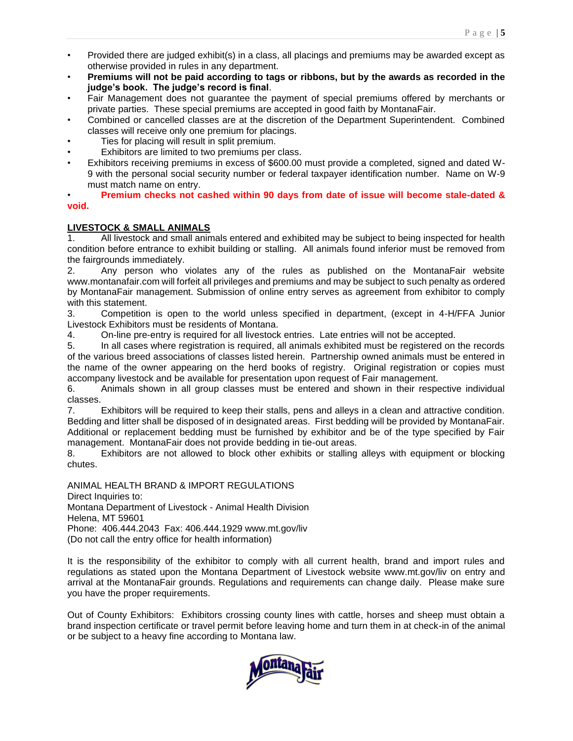- Provided there are judged exhibit(s) in a class, all placings and premiums may be awarded except as otherwise provided in rules in any department.
- **Premiums will not be paid according to tags or ribbons, but by the awards as recorded in the judge's book. The judge's record is final**.
- Fair Management does not guarantee the payment of special premiums offered by merchants or private parties. These special premiums are accepted in good faith by MontanaFair.
- Combined or cancelled classes are at the discretion of the Department Superintendent. Combined classes will receive only one premium for placings.
- Ties for placing will result in split premium.
- Exhibitors are limited to two premiums per class.
- Exhibitors receiving premiums in excess of $600.00 must provide a completed, signed and dated W-9 with the personal social security number or federal taxpayer identification number. Name on W-9 must match name on entry.
- **Premium checks not cashed within 90 days from date of issue will become stale-dated & void.**

## LIVESTOCK & SMALL ANIMALS

1. All livestock and small animals entered and exhibited may be subject to being inspected for health condition before entrance to exhibit building or stalling. All animals found inferior must be removed from the fairgrounds immediately.
2. Any person who violates any of the rules as published on the MontanaFair website www.montanafair.com will forfeit all privileges and premiums and may be subject to such penalty as ordered by MontanaFair management. Submission of online entry serves as agreement from exhibitor to comply with this statement.
3. Competition is open to the world unless specified in department, (except in 4-H/FFA Junior Livestock Exhibitors must be residents of Montana.
4. On-line pre-entry is required for all livestock entries. Late entries will not be accepted.
5. In all cases where registration is required, all animals exhibited must be registered on the records of the various breed associations of classes listed herein. Partnership owned animals must be entered in the name of the owner appearing on the herd books of registry. Original registration or copies must accompany livestock and be available for presentation upon request of Fair management.
6. Animals shown in all group classes must be entered and shown in their respective individual classes.
7. Exhibitors will be required to keep their stalls, pens and alleys in a clean and attractive condition. Bedding and litter shall be disposed of in designated areas. First bedding will be provided by MontanaFair. Additional or replacement bedding must be furnished by exhibitor and be of the type specified by Fair management. MontanaFair does not provide bedding in tie-out areas.
8. Exhibitors are not allowed to block other exhibits or stalling alleys with equipment or blocking chutes.

ANIMAL HEALTH BRAND & IMPORT REGULATIONS
Direct Inquiries to:
Montana Department of Livestock - Animal Health Division
Helena, MT 59601
Phone: 406.444.2043 Fax: 406.444.1929 www.mt.gov/liv
(Do not call the entry office for health information)

It is the responsibility of the exhibitor to comply with all current health, brand and import rules and regulations as stated upon the Montana Department of Livestock website www.mt.gov/liv on entry and arrival at the MontanaFair grounds. Regulations and requirements can change daily. Please make sure you have the proper requirements.

Out of County Exhibitors: Exhibitors crossing county lines with cattle, horses and sheep must obtain a brand inspection certificate or travel permit before leaving home and turn them in at check-in of the animal or be subject to a heavy fine according to Montana law.